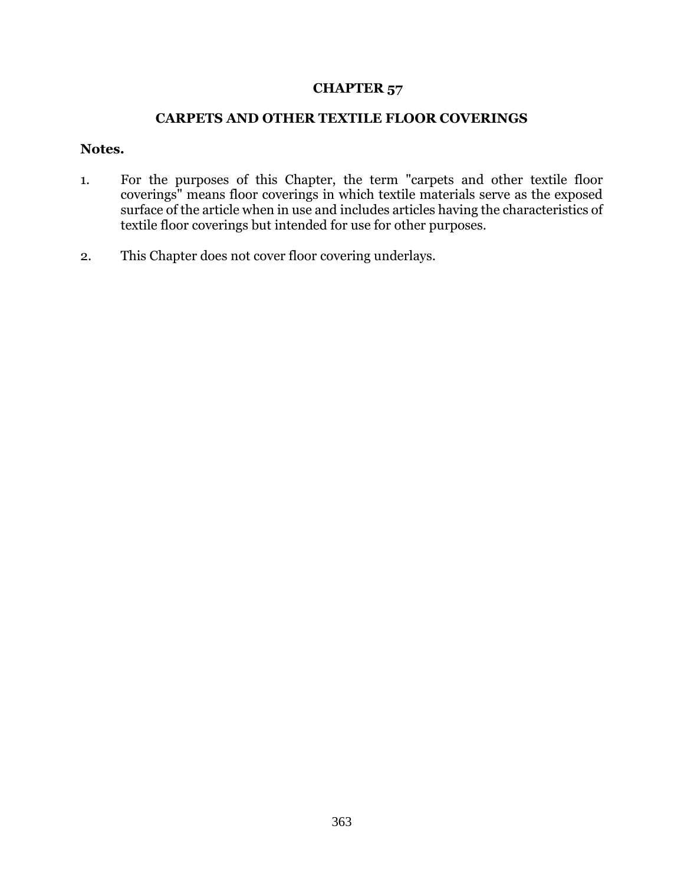# CHAPTER 57

## CARPETS AND OTHER TEXTILE FLOOR COVERINGS

**Notes.**

1. For the purposes of this Chapter, the term "carpets and other textile floor coverings" means floor coverings in which textile materials serve as the exposed surface of the article when in use and includes articles having the characteristics of textile floor coverings but intended for use for other purposes.

2. This Chapter does not cover floor covering underlays.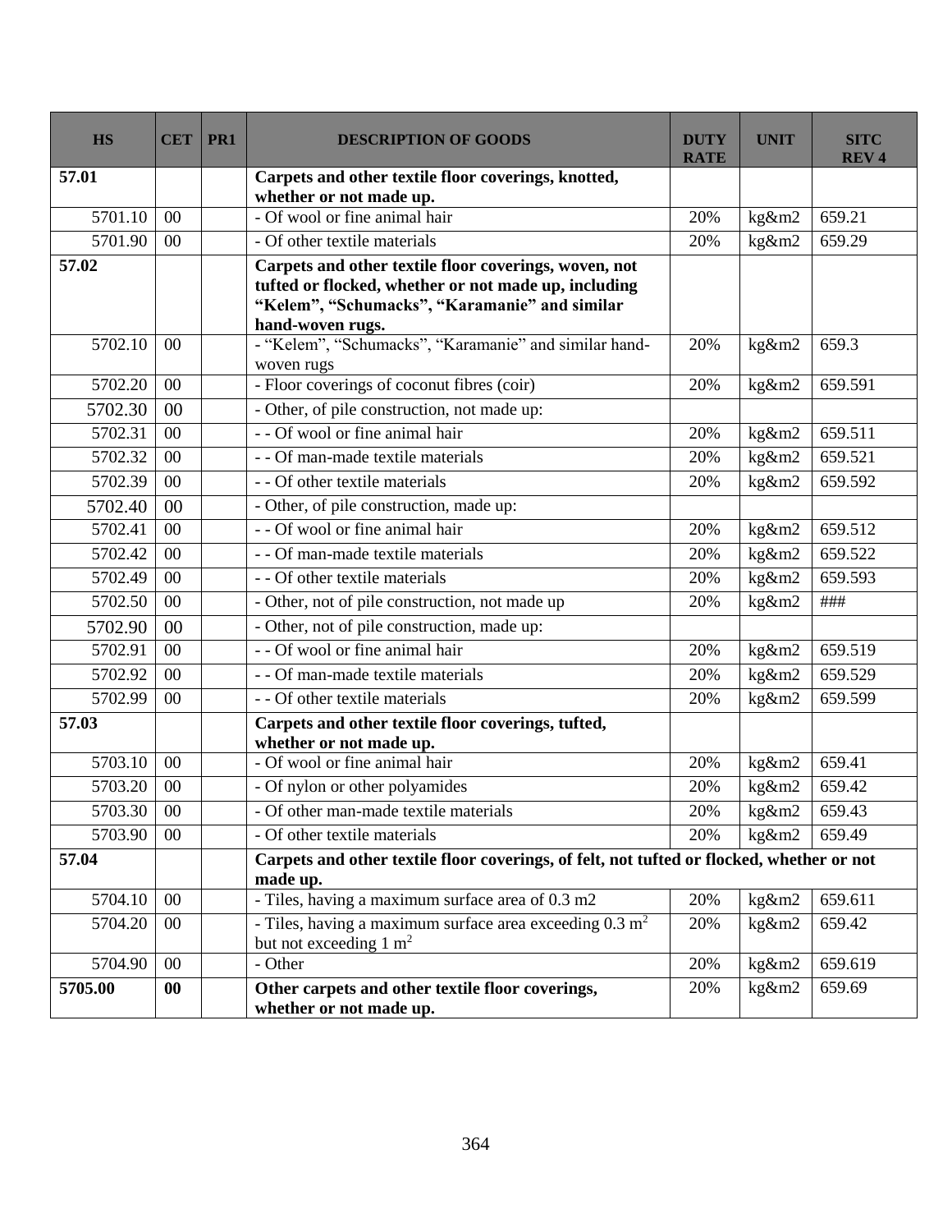| HS | CET | PR1 | DESCRIPTION OF GOODS | DUTY RATE | UNIT | SITC REV 4 |
|---|---|---|---|---|---|---|
| **57.01** | | | **Carpets and other textile floor coverings, knotted, whether or not made up.** | | | |
| 5701.10 | 00 | | - Of wool or fine animal hair | 20% | kg&m2 | 659.21 |
| 5701.90 | 00 | | - Of other textile materials | 20% | kg&m2 | 659.29 |
| **57.02** | | | **Carpets and other textile floor coverings, woven, not tufted or flocked, whether or not made up, including "Kelem", "Schumacks", "Karamanie" and similar hand-woven rugs.** | | | |
| 5702.10 | 00 | | - "Kelem", "Schumacks", "Karamanie" and similar hand-woven rugs | 20% | kg&m2 | 659.3 |
| 5702.20 | 00 | | - Floor coverings of coconut fibres (coir) | 20% | kg&m2 | 659.591 |
| 5702.30 | 00 | | - Other, of pile construction, not made up: | | | |
| 5702.31 | 00 | | - - Of wool or fine animal hair | 20% | kg&m2 | 659.511 |
| 5702.32 | 00 | | - - Of man-made textile materials | 20% | kg&m2 | 659.521 |
| 5702.39 | 00 | | - - Of other textile materials | 20% | kg&m2 | 659.592 |
| 5702.40 | 00 | | - Other, of pile construction, made up: | | | |
| 5702.41 | 00 | | - - Of wool or fine animal hair | 20% | kg&m2 | 659.512 |
| 5702.42 | 00 | | - - Of man-made textile materials | 20% | kg&m2 | 659.522 |
| 5702.49 | 00 | | - - Of other textile materials | 20% | kg&m2 | 659.593 |
| 5702.50 | 00 | | - Other, not of pile construction, not made up | 20% | kg&m2 | ### |
| 5702.90 | 00 | | - Other, not of pile construction, made up: | | | |
| 5702.91 | 00 | | - - Of wool or fine animal hair | 20% | kg&m2 | 659.519 |
| 5702.92 | 00 | | - - Of man-made textile materials | 20% | kg&m2 | 659.529 |
| 5702.99 | 00 | | - - Of other textile materials | 20% | kg&m2 | 659.599 |
| **57.03** | | | **Carpets and other textile floor coverings, tufted, whether or not made up.** | | | |
| 5703.10 | 00 | | - Of wool or fine animal hair | 20% | kg&m2 | 659.41 |
| 5703.20 | 00 | | - Of nylon or other polyamides | 20% | kg&m2 | 659.42 |
| 5703.30 | 00 | | - Of other man-made textile materials | 20% | kg&m2 | 659.43 |
| 5703.90 | 00 | | - Of other textile materials | 20% | kg&m2 | 659.49 |
| **57.04** | | | **Carpets and other textile floor coverings, of felt, not tufted or flocked, whether or not made up.** | | | |
| 5704.10 | 00 | | - Tiles, having a maximum surface area of 0.3 m2 | 20% | kg&m2 | 659.611 |
| 5704.20 | 00 | | - Tiles, having a maximum surface area exceeding 0.3 $m^2$ but not exceeding 1 $m^2$ | 20% | kg&m2 | 659.42 |
| 5704.90 | 00 | | - Other | 20% | kg&m2 | 659.619 |
| **5705.00** | **00** | | **Other carpets and other textile floor coverings, whether or not made up.** | 20% | kg&m2 | 659.69 |